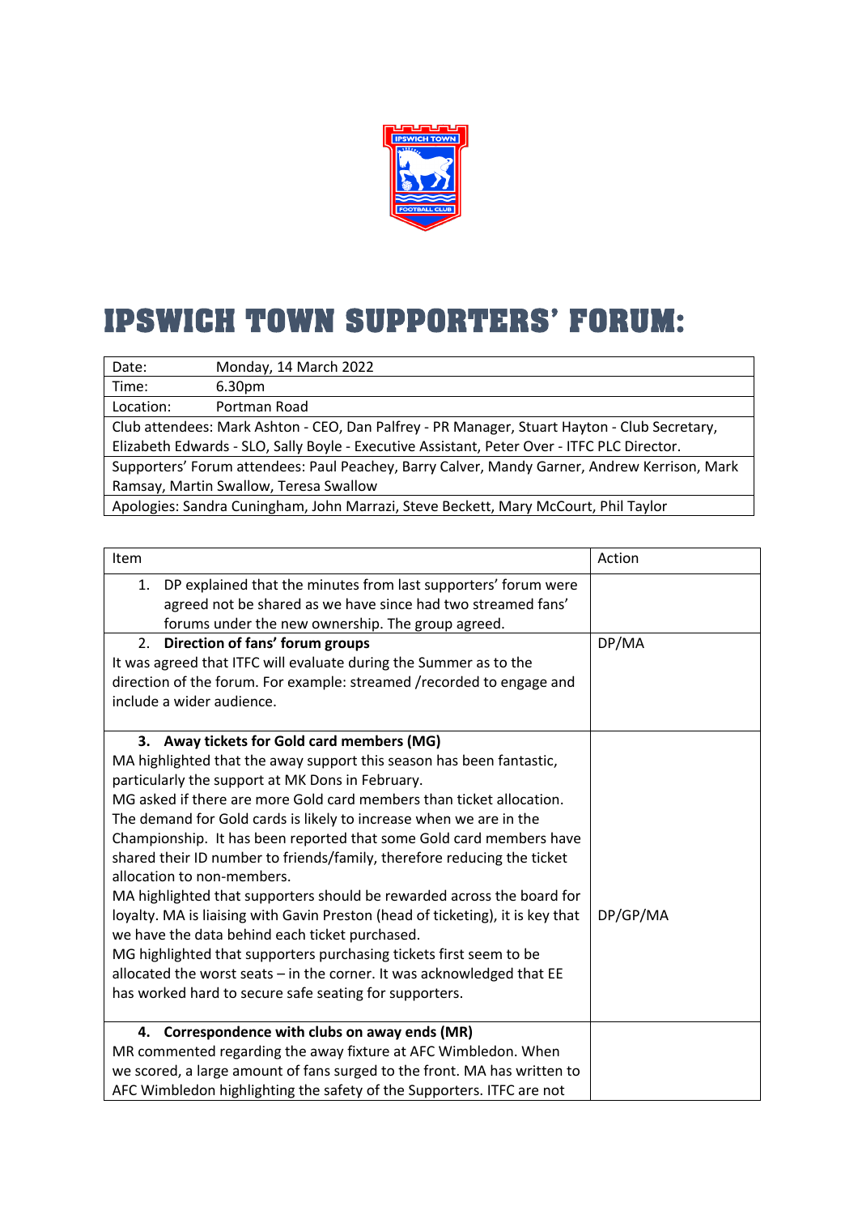# IPSWICH TOWN SUPPORTERS' FORUM:

| Date: | Monday, 14 March 2022 |
|---|---|
| Time: | 6.30pm |
| Location: | Portman Road |
| Club attendees: Mark Ashton - CEO, Dan Palfrey - PR Manager, Stuart Hayton - Club Secretary, Elizabeth Edwards - SLO, Sally Boyle - Executive Assistant, Peter Over - ITFC PLC Director. | |
| Supporters' Forum attendees: Paul Peachey, Barry Calver, Mandy Garner, Andrew Kerrison, Mark Ramsay, Martin Swallow, Teresa Swallow | |
| Apologies: Sandra Cuningham, John Marrazi, Steve Beckett, Mary McCourt, Phil Taylor | |

| Item | Action |
|---|---|
| 1. DP explained that the minutes from last supporters' forum were agreed not be shared as we have since had two streamed fans' forums under the new ownership. The group agreed. | |
| 2. **Direction of fans' forum groups**<br>It was agreed that ITFC will evaluate during the Summer as to the direction of the forum. For example: streamed /recorded to engage and include a wider audience. | DP/MA |
| 3. **Away tickets for Gold card members (MG)**<br>MA highlighted that the away support this season has been fantastic, particularly the support at MK Dons in February.<br>MG asked if there are more Gold card members than ticket allocation. The demand for Gold cards is likely to increase when we are in the Championship. It has been reported that some Gold card members have shared their ID number to friends/family, therefore reducing the ticket allocation to non-members.<br>MA highlighted that supporters should be rewarded across the board for loyalty. MA is liaising with Gavin Preston (head of ticketing), it is key that we have the data behind each ticket purchased.<br>MG highlighted that supporters purchasing tickets first seem to be allocated the worst seats – in the corner. It was acknowledged that EE has worked hard to secure safe seating for supporters. | DP/GP/MA |
| 4. **Correspondence with clubs on away ends (MR)**<br>MR commented regarding the away fixture at AFC Wimbledon. When we scored, a large amount of fans surged to the front. MA has written to AFC Wimbledon highlighting the safety of the Supporters. ITFC are not | |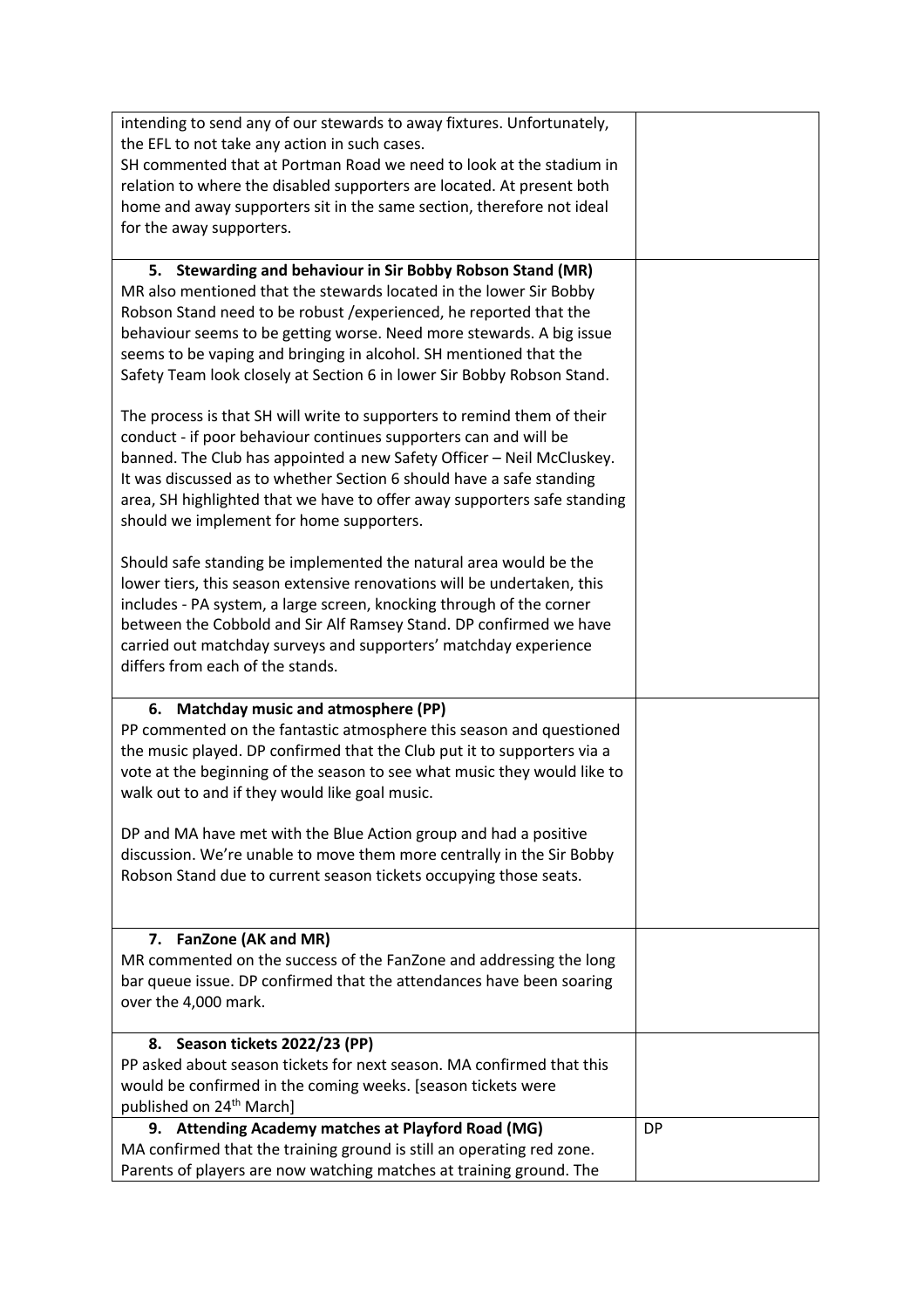| | |
|---|---|
| intending to send any of our stewards to away fixtures. Unfortunately, the EFL to not take any action in such cases.<br>SH commented that at Portman Road we need to look at the stadium in relation to where the disabled supporters are located. At present both home and away supporters sit in the same section, therefore not ideal for the away supporters. | |
| **5. Stewarding and behaviour in Sir Bobby Robson Stand (MR)**<br>MR also mentioned that the stewards located in the lower Sir Bobby Robson Stand need to be robust /experienced, he reported that the behaviour seems to be getting worse. Need more stewards. A big issue seems to be vaping and bringing in alcohol. SH mentioned that the Safety Team look closely at Section 6 in lower Sir Bobby Robson Stand.<br><br>The process is that SH will write to supporters to remind them of their conduct - if poor behaviour continues supporters can and will be banned. The Club has appointed a new Safety Officer – Neil McCluskey. It was discussed as to whether Section 6 should have a safe standing area, SH highlighted that we have to offer away supporters safe standing should we implement for home supporters.<br><br>Should safe standing be implemented the natural area would be the lower tiers, this season extensive renovations will be undertaken, this includes - PA system, a large screen, knocking through of the corner between the Cobbold and Sir Alf Ramsey Stand. DP confirmed we have carried out matchday surveys and supporters' matchday experience differs from each of the stands. | |
| **6. Matchday music and atmosphere (PP)**<br>PP commented on the fantastic atmosphere this season and questioned the music played. DP confirmed that the Club put it to supporters via a vote at the beginning of the season to see what music they would like to walk out to and if they would like goal music.<br><br>DP and MA have met with the Blue Action group and had a positive discussion. We're unable to move them more centrally in the Sir Bobby Robson Stand due to current season tickets occupying those seats. | |
| **7. FanZone (AK and MR)**<br>MR commented on the success of the FanZone and addressing the long bar queue issue. DP confirmed that the attendances have been soaring over the 4,000 mark. | |
| **8. Season tickets 2022/23 (PP)**<br>PP asked about season tickets for next season. MA confirmed that this would be confirmed in the coming weeks. [season tickets were published on 24th March] | |
| **9. Attending Academy matches at Playford Road (MG)**<br>MA confirmed that the training ground is still an operating red zone. Parents of players are now watching matches at training ground. The | DP |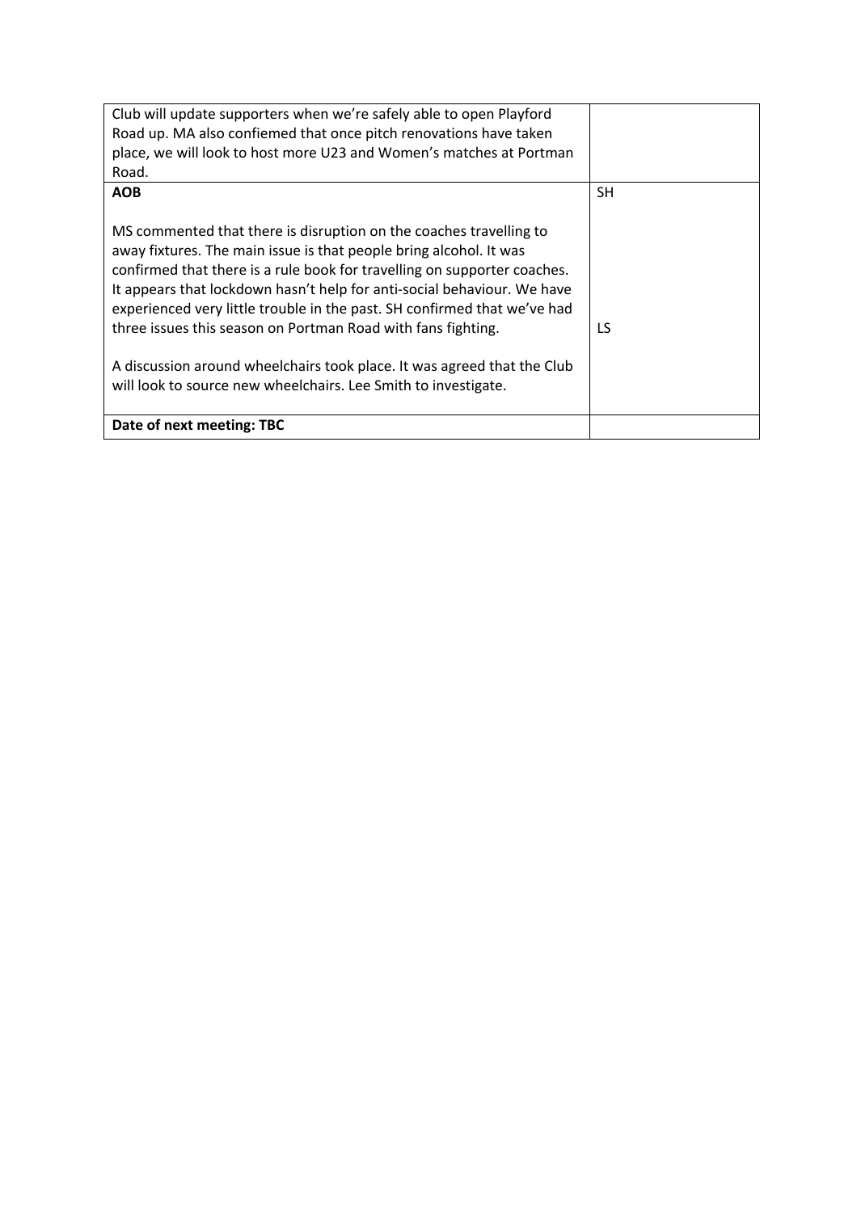| | |
|---|---|
| Club will update supporters when we're safely able to open Playford Road up. MA also confiemed that once pitch renovations have taken place, we will look to host more U23 and Women's matches at Portman Road. | |
| **AOB**<br><br>MS commented that there is disruption on the coaches travelling to away fixtures. The main issue is that people bring alcohol. It was confirmed that there is a rule book for travelling on supporter coaches. It appears that lockdown hasn't help for anti-social behaviour. We have experienced very little trouble in the past. SH confirmed that we've had three issues this season on Portman Road with fans fighting.<br><br>A discussion around wheelchairs took place. It was agreed that the Club will look to source new wheelchairs. Lee Smith to investigate. | SH<br><br><br><br><br><br>LS |
| **Date of next meeting: TBC** | |